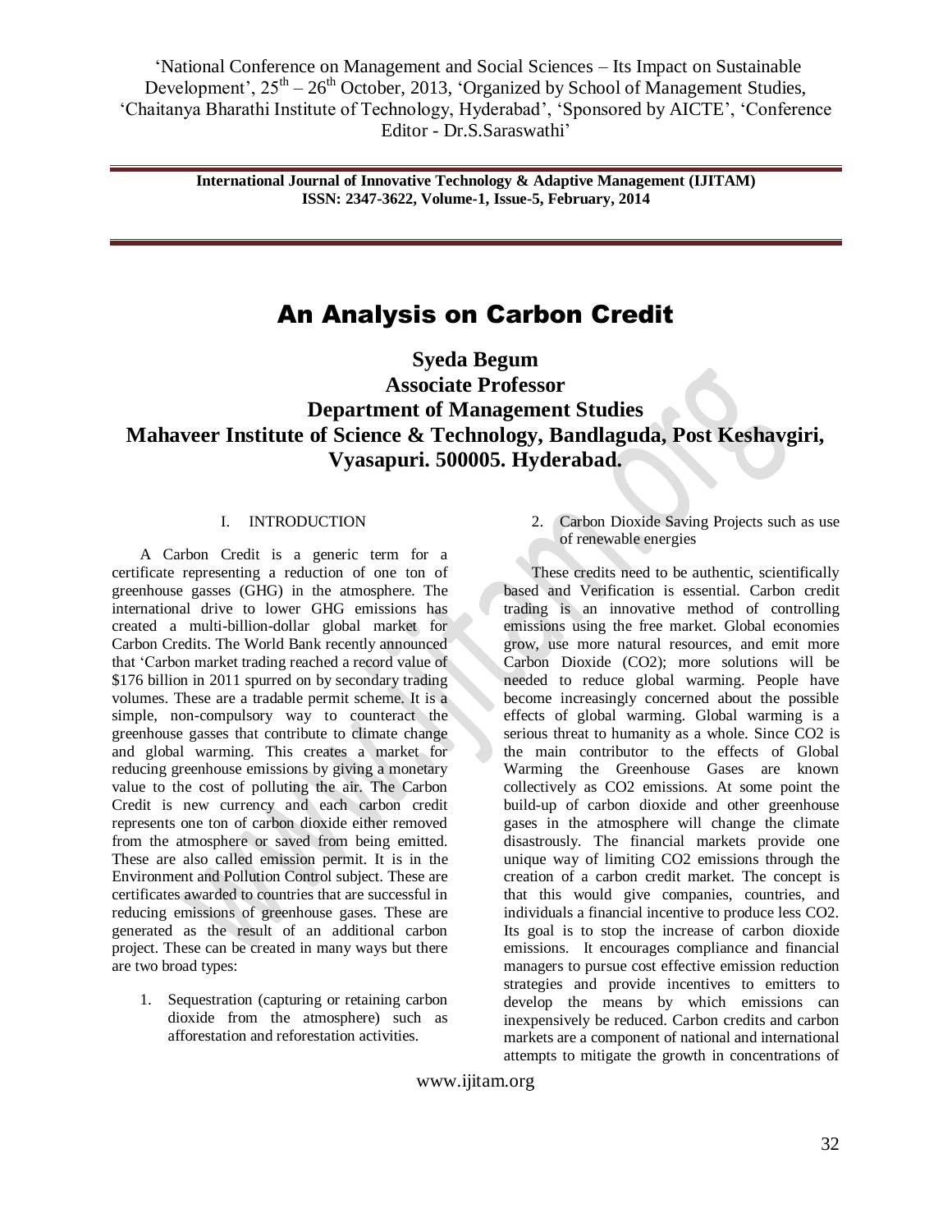# An Analysis on Carbon Credit

**Syeda Begum**
**Associate Professor**
**Department of Management Studies**
**Mahaveer Institute of Science & Technology, Bandlaguda, Post Keshavgiri, Vyasapuri. 500005. Hyderabad.**

## I. INTRODUCTION

A Carbon Credit is a generic term for a certificate representing a reduction of one ton of greenhouse gasses (GHG) in the atmosphere. The international drive to lower GHG emissions has created a multi-billion-dollar global market for Carbon Credits. The World Bank recently announced that 'Carbon market trading reached a record value of \$176 billion in 2011 spurred on by secondary trading volumes. These are a tradable permit scheme. It is a simple, non-compulsory way to counteract the greenhouse gasses that contribute to climate change and global warming. This creates a market for reducing greenhouse emissions by giving a monetary value to the cost of polluting the air. The Carbon Credit is new currency and each carbon credit represents one ton of carbon dioxide either removed from the atmosphere or saved from being emitted. These are also called emission permit. It is in the Environment and Pollution Control subject. These are certificates awarded to countries that are successful in reducing emissions of greenhouse gases. These are generated as the result of an additional carbon project. These can be created in many ways but there are two broad types:

1. Sequestration (capturing or retaining carbon dioxide from the atmosphere) such as afforestation and reforestation activities.
2. Carbon Dioxide Saving Projects such as use of renewable energies

These credits need to be authentic, scientifically based and Verification is essential. Carbon credit trading is an innovative method of controlling emissions using the free market. Global economies grow, use more natural resources, and emit more Carbon Dioxide ($CO_2$); more solutions will be needed to reduce global warming. People have become increasingly concerned about the possible effects of global warming. Global warming is a serious threat to humanity as a whole. Since $CO_2$ is the main contributor to the effects of Global Warming the Greenhouse Gases are known collectively as $CO_2$ emissions. At some point the build-up of carbon dioxide and other greenhouse gases in the atmosphere will change the climate disastrously. The financial markets provide one unique way of limiting $CO_2$ emissions through the creation of a carbon credit market. The concept is that this would give companies, countries, and individuals a financial incentive to produce less $CO_2$. Its goal is to stop the increase of carbon dioxide emissions. It encourages compliance and financial managers to pursue cost effective emission reduction strategies and provide incentives to emitters to develop the means by which emissions can inexpensively be reduced. Carbon credits and carbon markets are a component of national and international attempts to mitigate the growth in concentrations of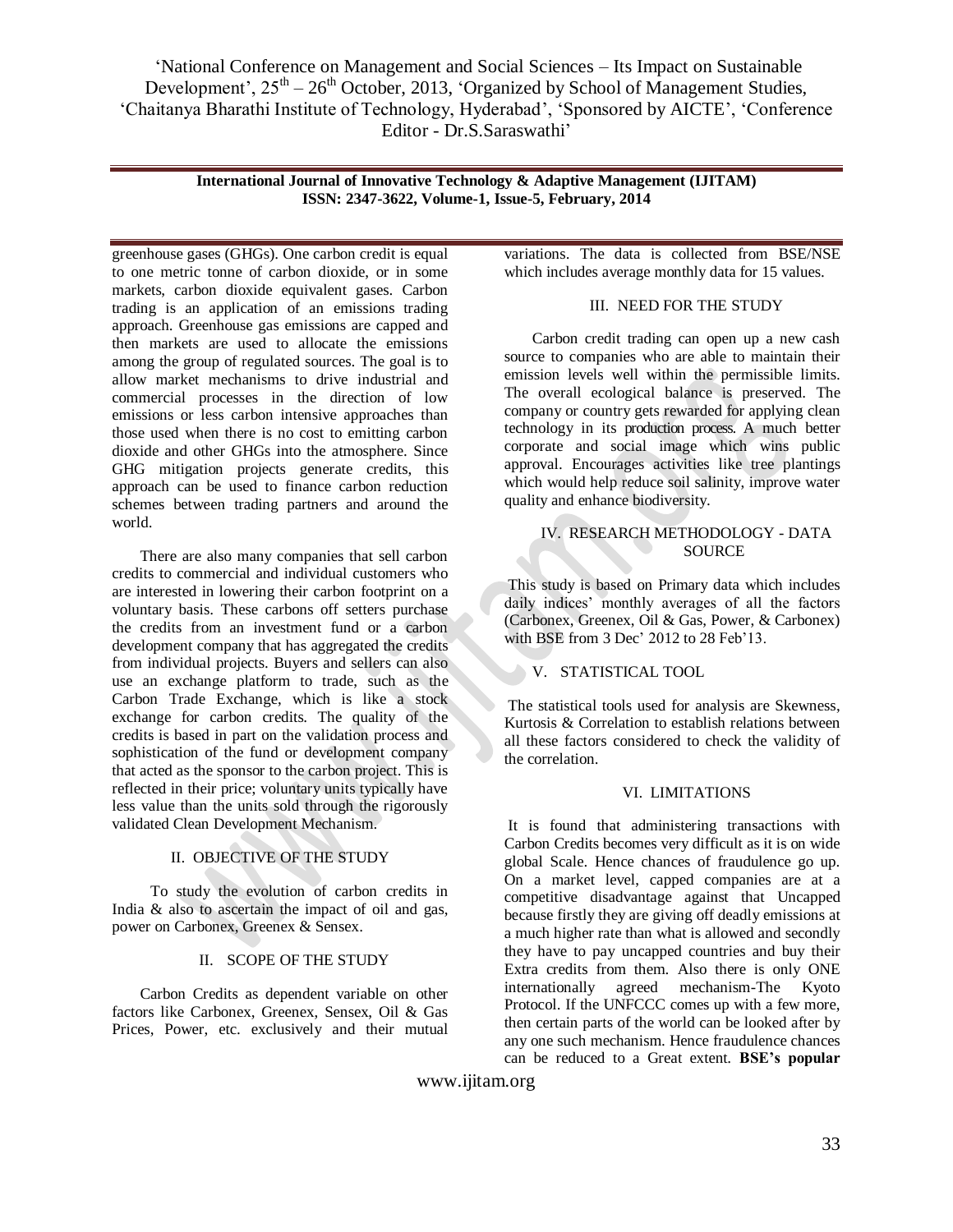greenhouse gases (GHGs). One carbon credit is equal to one metric tonne of carbon dioxide, or in some markets, carbon dioxide equivalent gases. Carbon trading is an application of an emissions trading approach. Greenhouse gas emissions are capped and then markets are used to allocate the emissions among the group of regulated sources. The goal is to allow market mechanisms to drive industrial and commercial processes in the direction of low emissions or less carbon intensive approaches than those used when there is no cost to emitting carbon dioxide and other GHGs into the atmosphere. Since GHG mitigation projects generate credits, this approach can be used to finance carbon reduction schemes between trading partners and around the world.

There are also many companies that sell carbon credits to commercial and individual customers who are interested in lowering their carbon footprint on a voluntary basis. These carbons off setters purchase the credits from an investment fund or a carbon development company that has aggregated the credits from individual projects. Buyers and sellers can also use an exchange platform to trade, such as the Carbon Trade Exchange, which is like a stock exchange for carbon credits. The quality of the credits is based in part on the validation process and sophistication of the fund or development company that acted as the sponsor to the carbon project. This is reflected in their price; voluntary units typically have less value than the units sold through the rigorously validated Clean Development Mechanism.

## II. OBJECTIVE OF THE STUDY

To study the evolution of carbon credits in India & also to ascertain the impact of oil and gas, power on Carbonex, Greenex & Sensex.

## II. SCOPE OF THE STUDY

Carbon Credits as dependent variable on other factors like Carbonex, Greenex, Sensex, Oil & Gas Prices, Power, etc. exclusively and their mutual variations. The data is collected from BSE/NSE which includes average monthly data for 15 values.

## III. NEED FOR THE STUDY

Carbon credit trading can open up a new cash source to companies who are able to maintain their emission levels well within the permissible limits. The overall ecological balance is preserved. The company or country gets rewarded for applying clean technology in its production process. A much better corporate and social image which wins public approval. Encourages activities like tree plantings which would help reduce soil salinity, improve water quality and enhance biodiversity.

## IV. RESEARCH METHODOLOGY - DATA SOURCE

This study is based on Primary data which includes daily indices' monthly averages of all the factors (Carbonex, Greenex, Oil & Gas, Power, & Carbonex) with BSE from 3 Dec' 2012 to 28 Feb'13.

## V. STATISTICAL TOOL

The statistical tools used for analysis are Skewness, Kurtosis & Correlation to establish relations between all these factors considered to check the validity of the correlation.

## VI. LIMITATIONS

It is found that administering transactions with Carbon Credits becomes very difficult as it is on wide global Scale. Hence chances of fraudulence go up. On a market level, capped companies are at a competitive disadvantage against that Uncapped because firstly they are giving off deadly emissions at a much higher rate than what is allowed and secondly they have to pay uncapped countries and buy their Extra credits from them. Also there is only ONE internationally agreed mechanism-The Kyoto Protocol. If the UNFCCC comes up with a few more, then certain parts of the world can be looked after by any one such mechanism. Hence fraudulence chances can be reduced to a Great extent. **BSE's popular**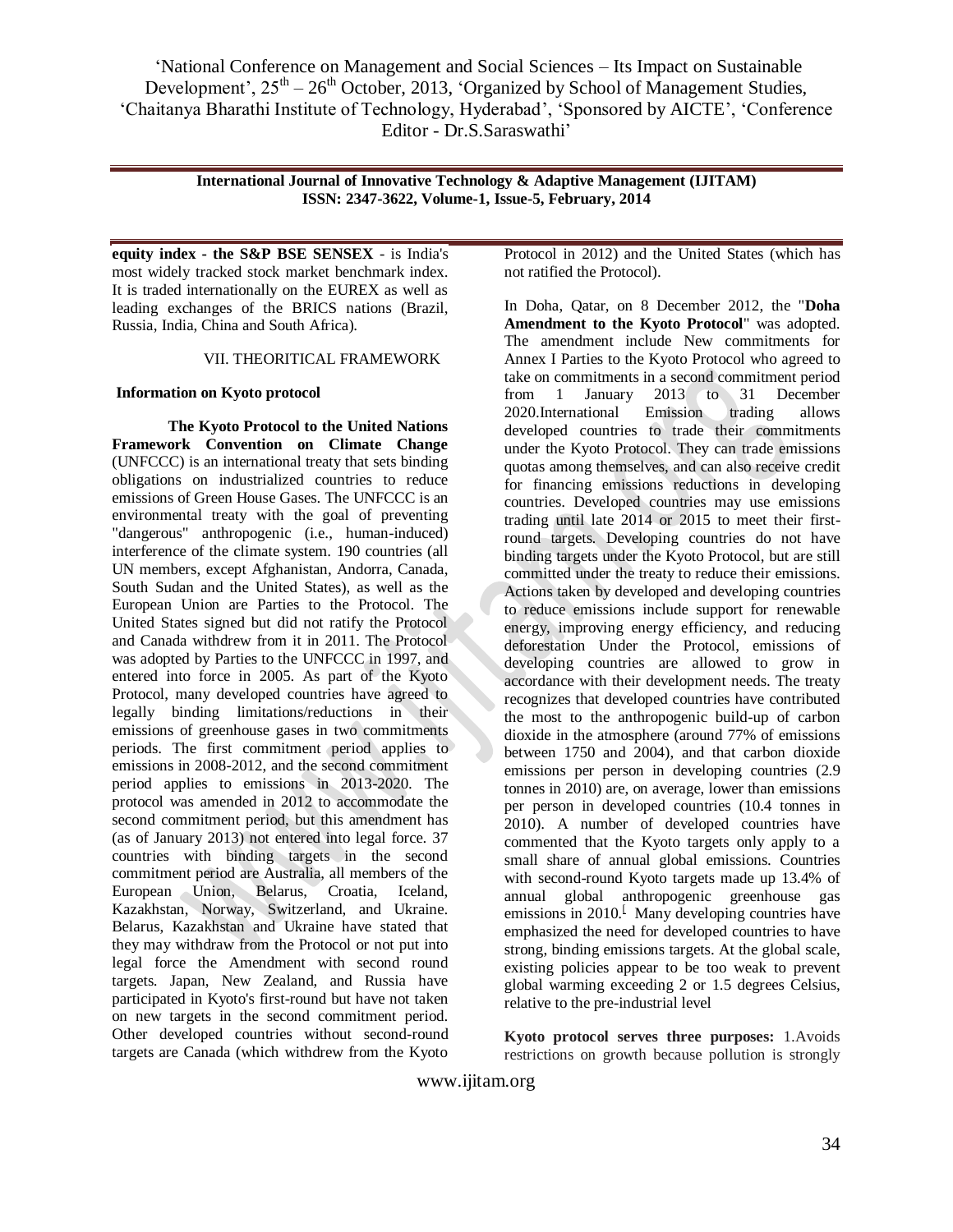**equity index - the S&P BSE SENSEX** - is India's most widely tracked stock market benchmark index. It is traded internationally on the EUREX as well as leading exchanges of the BRICS nations (Brazil, Russia, India, China and South Africa).

## VII. THEORITICAL FRAMEWORK

**Information on Kyoto protocol**

**The Kyoto Protocol to the United Nations Framework Convention on Climate Change** (UNFCCC) is an international treaty that sets binding obligations on industrialized countries to reduce emissions of Green House Gases. The UNFCCC is an environmental treaty with the goal of preventing "dangerous" anthropogenic (i.e., human-induced) interference of the climate system. 190 countries (all UN members, except Afghanistan, Andorra, Canada, South Sudan and the United States), as well as the European Union are Parties to the Protocol. The United States signed but did not ratify the Protocol and Canada withdrew from it in 2011. The Protocol was adopted by Parties to the UNFCCC in 1997, and entered into force in 2005. As part of the Kyoto Protocol, many developed countries have agreed to legally binding limitations/reductions in their emissions of greenhouse gases in two commitments periods. The first commitment period applies to emissions in 2008-2012, and the second commitment period applies to emissions in 2013-2020. The protocol was amended in 2012 to accommodate the second commitment period, but this amendment has (as of January 2013) not entered into legal force. 37 countries with binding targets in the second commitment period are Australia, all members of the European Union, Belarus, Croatia, Iceland, Kazakhstan, Norway, Switzerland, and Ukraine. Belarus, Kazakhstan and Ukraine have stated that they may withdraw from the Protocol or not put into legal force the Amendment with second round targets. Japan, New Zealand, and Russia have participated in Kyoto's first-round but have not taken on new targets in the second commitment period. Other developed countries without second-round targets are Canada (which withdrew from the Kyoto Protocol in 2012) and the United States (which has not ratified the Protocol).

In Doha, Qatar, on 8 December 2012, the "**Doha Amendment to the Kyoto Protocol**" was adopted. The amendment include New commitments for Annex I Parties to the Kyoto Protocol who agreed to take on commitments in a second commitment period from 1 January 2013 to 31 December 2020.International Emission trading allows developed countries to trade their commitments under the Kyoto Protocol. They can trade emissions quotas among themselves, and can also receive credit for financing emissions reductions in developing countries. Developed countries may use emissions trading until late 2014 or 2015 to meet their first-round targets. Developing countries do not have binding targets under the Kyoto Protocol, but are still committed under the treaty to reduce their emissions. Actions taken by developed and developing countries to reduce emissions include support for renewable energy, improving energy efficiency, and reducing deforestation Under the Protocol, emissions of developing countries are allowed to grow in accordance with their development needs. The treaty recognizes that developed countries have contributed the most to the anthropogenic build-up of carbon dioxide in the atmosphere (around 77% of emissions between 1750 and 2004), and that carbon dioxide emissions per person in developing countries (2.9 tonnes in 2010) are, on average, lower than emissions per person in developed countries (10.4 tonnes in 2010). A number of developed countries have commented that the Kyoto targets only apply to a small share of annual global emissions. Countries with second-round Kyoto targets made up 13.4% of annual global anthropogenic greenhouse gas emissions in 2010.[ Many developing countries have emphasized the need for developed countries to have strong, binding emissions targets. At the global scale, existing policies appear to be too weak to prevent global warming exceeding 2 or 1.5 degrees Celsius, relative to the pre-industrial level

**Kyoto protocol serves three purposes:** 1.Avoids restrictions on growth because pollution is strongly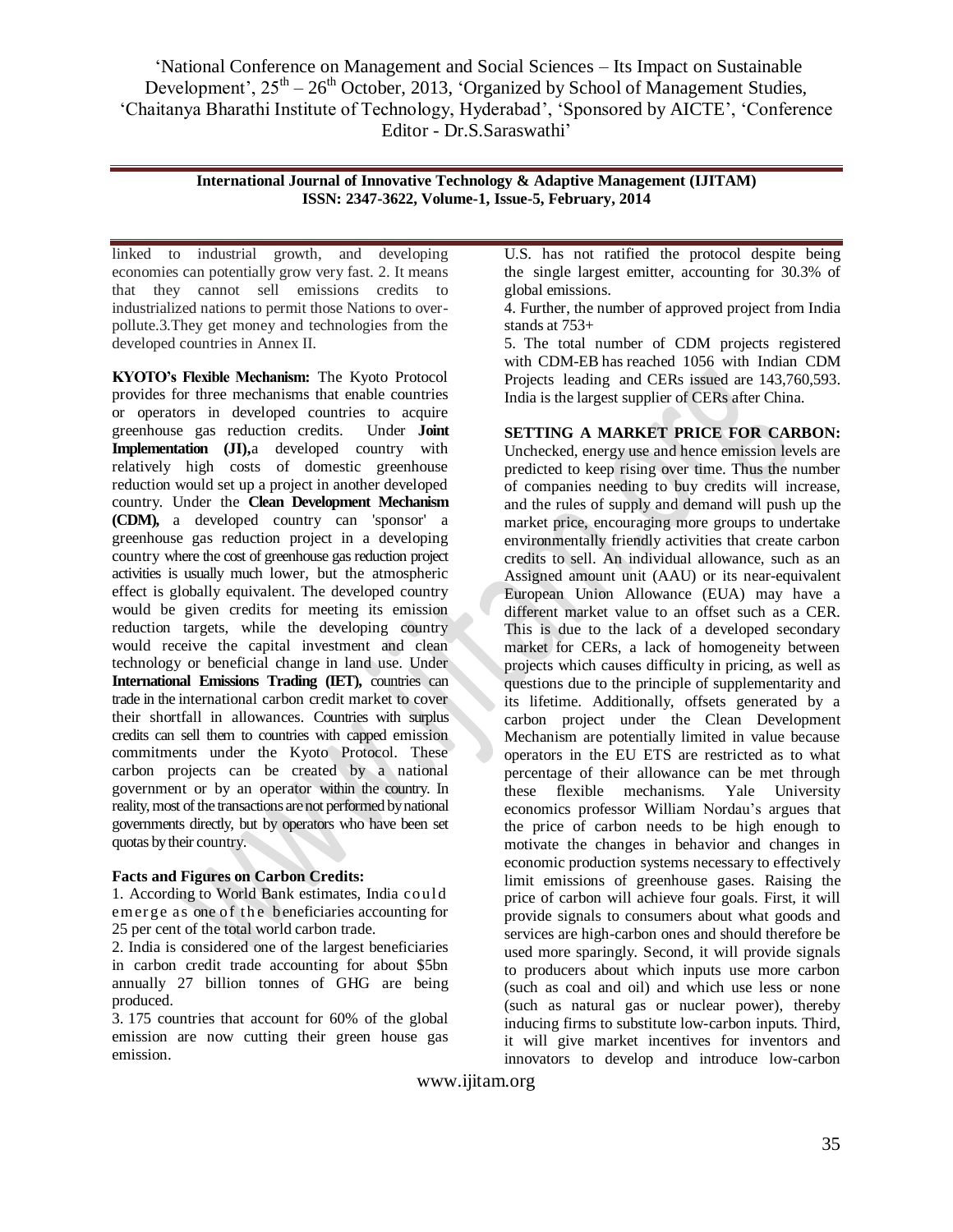linked to industrial growth, and developing economies can potentially grow very fast. 2. It means that they cannot sell emissions credits to industrialized nations to permit those Nations to over-pollute.3.They get money and technologies from the developed countries in Annex II.

**KYOTO's Flexible Mechanism:** The Kyoto Protocol provides for three mechanisms that enable countries or operators in developed countries to acquire greenhouse gas reduction credits. Under **Joint Implementation (JI),**a developed country with relatively high costs of domestic greenhouse reduction would set up a project in another developed country. Under the **Clean Development Mechanism (CDM),** a developed country can 'sponsor' a greenhouse gas reduction project in a developing country where the cost of greenhouse gas reduction project activities is usually much lower, but the atmospheric effect is globally equivalent. The developed country would be given credits for meeting its emission reduction targets, while the developing country would receive the capital investment and clean technology or beneficial change in land use. Under **International Emissions Trading (IET),** countries can trade in the international carbon credit market to cover their shortfall in allowances. Countries with surplus credits can sell them to countries with capped emission commitments under the Kyoto Protocol. These carbon projects can be created by a national government or by an operator within the country. In reality, most of the transactions are not performed by national governments directly, but by operators who have been set quotas by their country.

**Facts and Figures on Carbon Credits:**

1. According to World Bank estimates, India could emerge as one of the beneficiaries accounting for 25 per cent of the total world carbon trade.
2. India is considered one of the largest beneficiaries in carbon credit trade accounting for about $5bn annually 27 billion tonnes of GHG are being produced.
3. 175 countries that account for 60% of the global emission are now cutting their green house gas emission. U.S. has not ratified the protocol despite being the single largest emitter, accounting for 30.3% of global emissions.
4. Further, the number of approved project from India stands at 753+
5. The total number of CDM projects registered with CDM-EB has reached 1056 with Indian CDM Projects leading and CERs issued are 143,760,593. India is the largest supplier of CERs after China.

**SETTING A MARKET PRICE FOR CARBON:**
Unchecked, energy use and hence emission levels are predicted to keep rising over time. Thus the number of companies needing to buy credits will increase, and the rules of supply and demand will push up the market price, encouraging more groups to undertake environmentally friendly activities that create carbon credits to sell. An individual allowance, such as an Assigned amount unit (AAU) or its near-equivalent European Union Allowance (EUA) may have a different market value to an offset such as a CER. This is due to the lack of a developed secondary market for CERs, a lack of homogeneity between projects which causes difficulty in pricing, as well as questions due to the principle of supplementarity and its lifetime. Additionally, offsets generated by a carbon project under the Clean Development Mechanism are potentially limited in value because operators in the EU ETS are restricted as to what percentage of their allowance can be met through these flexible mechanisms. Yale University economics professor William Nordau's argues that the price of carbon needs to be high enough to motivate the changes in behavior and changes in economic production systems necessary to effectively limit emissions of greenhouse gases. Raising the price of carbon will achieve four goals. First, it will provide signals to consumers about what goods and services are high-carbon ones and should therefore be used more sparingly. Second, it will provide signals to producers about which inputs use more carbon (such as coal and oil) and which use less or none (such as natural gas or nuclear power), thereby inducing firms to substitute low-carbon inputs. Third, it will give market incentives for inventors and innovators to develop and introduce low-carbon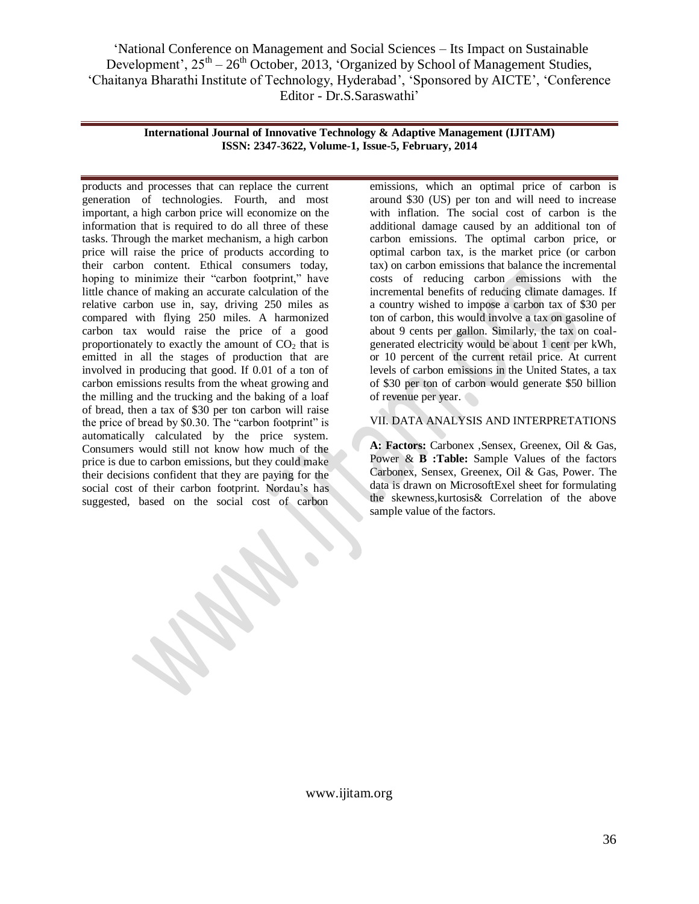products and processes that can replace the current generation of technologies. Fourth, and most important, a high carbon price will economize on the information that is required to do all three of these tasks. Through the market mechanism, a high carbon price will raise the price of products according to their carbon content. Ethical consumers today, hoping to minimize their "carbon footprint," have little chance of making an accurate calculation of the relative carbon use in, say, driving 250 miles as compared with flying 250 miles. A harmonized carbon tax would raise the price of a good proportionately to exactly the amount of $CO_2$ that is emitted in all the stages of production that are involved in producing that good. If 0.01 of a ton of carbon emissions results from the wheat growing and the milling and the trucking and the baking of a loaf of bread, then a tax of $30 per ton carbon will raise the price of bread by $0.30. The "carbon footprint" is automatically calculated by the price system. Consumers would still not know how much of the price is due to carbon emissions, but they could make their decisions confident that they are paying for the social cost of their carbon footprint. Nordau's has suggested, based on the social cost of carbon emissions, which an optimal price of carbon is around $30 (US) per ton and will need to increase with inflation. The social cost of carbon is the additional damage caused by an additional ton of carbon emissions. The optimal carbon price, or optimal carbon tax, is the market price (or carbon tax) on carbon emissions that balance the incremental costs of reducing carbon emissions with the incremental benefits of reducing climate damages. If a country wished to impose a carbon tax of $30 per ton of carbon, this would involve a tax on gasoline of about 9 cents per gallon. Similarly, the tax on coal-generated electricity would be about 1 cent per kWh, or 10 percent of the current retail price. At current levels of carbon emissions in the United States, a tax of $30 per ton of carbon would generate $50 billion of revenue per year.

## VII. DATA ANALYSIS AND INTERPRETATIONS

**A: Factors:** Carbonex ,Sensex, Greenex, Oil & Gas, Power & **B :Table:** Sample Values of the factors Carbonex, Sensex, Greenex, Oil & Gas, Power. The data is drawn on MicrosoftExel sheet for formulating the skewness,kurtosis& Correlation of the above sample value of the factors.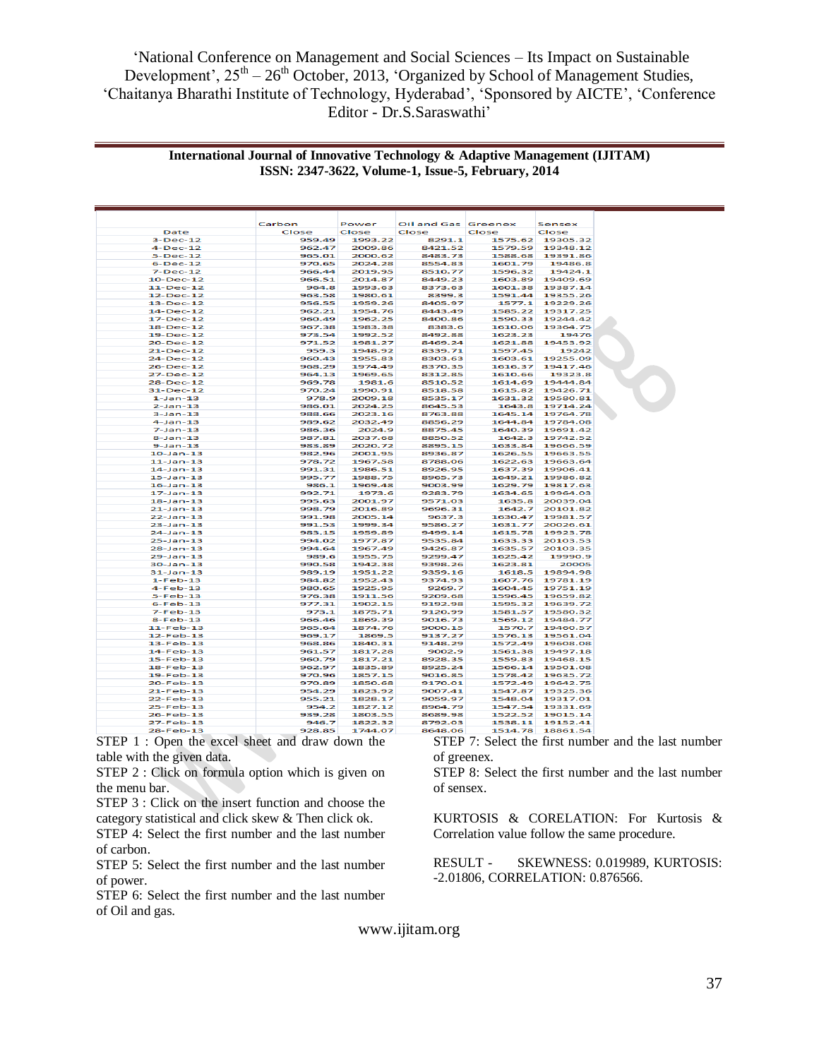| Date | Carbon Close | Power Close | Oil and Gas Close | Greenex Close | Sensex Close |
|---|---|---|---|---|---|
| 3-Dec-12 | 959.49 | 1993.22 | 8291.1 | 1575.62 | 19305.32 |
| 4-Dec-12 | 962.47 | 2009.86 | 8421.52 | 1579.59 | 19348.12 |
| 5-Dec-12 | 965.01 | 2000.62 | 8483.73 | 1588.68 | 19391.86 |
| 6-Dec-12 | 970.65 | 2024.28 | 8554.83 | 1601.79 | 19486.8 |
| 7-Dec-12 | 966.44 | 2019.95 | 8510.77 | 1596.32 | 19424.1 |
| 10-Dec-12 | 966.51 | 2014.87 | 8449.23 | 1603.89 | 19409.69 |
| 11-Dec-12 | 964.8 | 1993.63 | 8373.03 | 1601.38 | 19387.14 |
| 12-Dec-12 | 963.58 | 1980.01 | 8399.3 | 1591.44 | 19355.26 |
| 13-Dec-12 | 956.55 | 1959.26 | 8405.97 | 1577.1 | 19229.26 |
| 14-Dec-12 | 962.21 | 1954.76 | 8443.49 | 1585.22 | 19317.25 |
| 17-Dec-12 | 960.49 | 1962.25 | 8400.86 | 1590.33 | 19244.42 |
| 18-Dec-12 | 967.38 | 1983.38 | 8383.6 | 1610.06 | 19364.75 |
| 19-Dec-12 | 973.54 | 1992.52 | 8492.88 | 1623.23 | 19476 |
| 20-Dec-12 | 971.52 | 1981.27 | 8469.24 | 1621.88 | 19453.92 |
| 21-Dec-12 | 959.3 | 1948.92 | 8339.71 | 1597.45 | 19242 |
| 24-Dec-12 | 960.43 | 1955.83 | 8303.63 | 1603.61 | 19255.09 |
| 26-Dec-12 | 968.29 | 1974.49 | 8370.35 | 1616.37 | 19417.46 |
| 27-Dec-12 | 964.13 | 1969.65 | 8312.85 | 1610.66 | 19323.8 |
| 28-Dec-12 | 969.78 | 1981.6 | 8510.52 | 1614.69 | 19444.84 |
| 31-Dec-12 | 970.24 | 1990.91 | 8518.58 | 1615.82 | 19426.71 |
| 1-Jan-13 | 978.9 | 2009.18 | 8535.17 | 1631.32 | 19580.81 |
| 2-Jan-13 | 986.01 | 2024.25 | 8645.53 | 1643.8 | 19714.24 |
| 3-Jan-13 | 988.66 | 2023.16 | 8763.88 | 1645.14 | 19764.78 |
| 4-Jan-13 | 989.62 | 2032.49 | 8856.29 | 1644.84 | 19784.08 |
| 7-Jan-13 | 986.36 | 2024.9 | 8875.45 | 1640.39 | 19691.42 |
| 8-Jan-13 | 987.81 | 2037.68 | 8850.52 | 1642.3 | 19742.52 |
| 9-Jan-13 | 983.89 | 2020.72 | 8895.15 | 1633.84 | 19666.59 |
| 10-Jan-13 | 982.96 | 2001.95 | 8936.87 | 1626.55 | 19663.55 |
| 11-Jan-13 | 978.72 | 1967.58 | 8788.06 | 1622.63 | 19663.64 |
| 14-Jan-13 | 991.31 | 1986.51 | 8926.95 | 1637.39 | 19906.41 |
| 15-Jan-13 | 995.77 | 1988.75 | 8965.73 | 1649.21 | 19986.82 |
| 16-Jan-13 | 986.1 | 1969.48 | 9003.99 | 1629.79 | 19817.63 |
| 17-Jan-13 | 992.71 | 1973.6 | 9283.79 | 1634.65 | 19964.03 |
| 18-Jan-13 | 995.63 | 2001.97 | 9571.03 | 1635.8 | 20039.04 |
| 21-Jan-13 | 998.79 | 2016.89 | 9696.31 | 1642.7 | 20101.82 |
| 22-Jan-13 | 991.98 | 2005.14 | 9637.3 | 1630.47 | 19981.57 |
| 23-Jan-13 | 991.53 | 1999.34 | 9586.27 | 1631.77 | 20026.61 |
| 24-Jan-13 | 983.15 | 1959.89 | 9499.14 | 1615.78 | 19923.78 |
| 25-Jan-13 | 994.02 | 1977.87 | 9535.84 | 1633.33 | 20103.53 |
| 28-Jan-13 | 994.64 | 1967.49 | 9426.87 | 1635.57 | 20103.35 |
| 29-Jan-13 | 989.6 | 1955.75 | 9299.47 | 1625.42 | 19990.9 |
| 30-Jan-13 | 990.58 | 1942.38 | 9398.26 | 1623.81 | 20005 |
| 31-Jan-13 | 989.19 | 1951.22 | 9359.16 | 1618.5 | 19894.98 |
| 1-Feb-13 | 984.82 | 1952.43 | 9374.93 | 1607.76 | 19781.19 |
| 4-Feb-13 | 980.65 | 1925.95 | 9269.7 | 1604.45 | 19751.19 |
| 5-Feb-13 | 976.38 | 1911.56 | 9209.68 | 1596.45 | 19659.82 |
| 6-Feb-13 | 977.31 | 1902.15 | 9192.98 | 1595.32 | 19639.72 |
| 7-Feb-13 | 973.1 | 1875.71 | 9120.99 | 1581.57 | 19580.32 |
| 8-Feb-13 | 966.46 | 1869.39 | 9016.73 | 1569.12 | 19484.77 |
| 11-Feb-13 | 965.64 | 1874.76 | 9000.15 | 1570.7 | 19460.57 |
| 12-Feb-13 | 969.17 | 1869.5 | 9137.27 | 1576.13 | 19561.04 |
| 13-Feb-13 | 968.86 | 1840.31 | 9148.29 | 1572.49 | 19608.08 |
| 14-Feb-13 | 961.57 | 1817.28 | 9002.9 | 1561.38 | 19497.18 |
| 15-Feb-13 | 960.79 | 1817.21 | 8928.35 | 1559.83 | 19468.15 |
| 18-Feb-13 | 962.97 | 1835.89 | 8925.24 | 1566.14 | 19501.08 |
| 19-Feb-13 | 970.96 | 1857.15 | 9016.85 | 1578.42 | 19635.72 |
| 20-Feb-13 | 970.89 | 1850.68 | 9170.01 | 1572.49 | 19642.75 |
| 21-Feb-13 | 954.29 | 1823.92 | 9007.41 | 1547.87 | 19325.36 |
| 22-Feb-13 | 955.21 | 1828.17 | 9059.97 | 1548.04 | 19317.01 |
| 25-Feb-13 | 954.2 | 1827.12 | 8964.79 | 1547.54 | 19331.69 |
| 26-Feb-13 | 939.28 | 1803.55 | 8689.98 | 1522.52 | 19015.14 |
| 27-Feb-13 | 946.7 | 1822.32 | 8792.03 | 1538.11 | 19152.41 |
| 28-Feb-13 | 928.85 | 1744.07 | 8648.06 | 1514.78 | 18861.54 |

STEP 1 : Open the excel sheet and draw down the table with the given data.

STEP 2 : Click on formula option which is given on the menu bar.

STEP 3 : Click on the insert function and choose the category statistical and click skew & Then click ok.

STEP 4: Select the first number and the last number of carbon.

STEP 5: Select the first number and the last number of power.

STEP 6: Select the first number and the last number of Oil and gas.

STEP 7: Select the first number and the last number of greenex.

STEP 8: Select the first number and the last number of sensex.

KURTOSIS & CORELATION: For Kurtosis & Correlation value follow the same procedure.

RESULT - SKEWNESS: 0.019989, KURTOSIS: -2.01806, CORRELATION: 0.876566.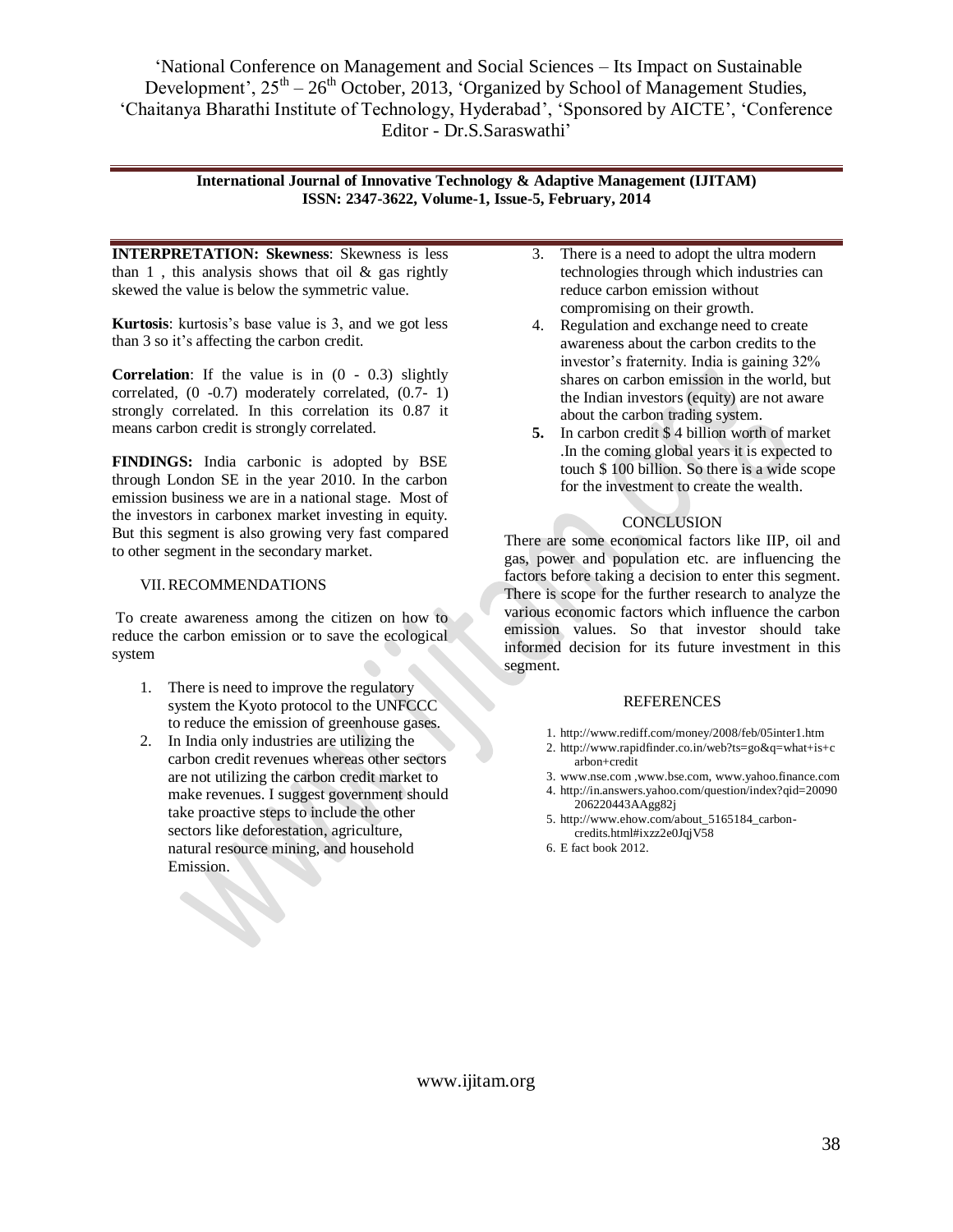**INTERPRETATION: Skewness**: Skewness is less than 1 , this analysis shows that oil & gas rightly skewed the value is below the symmetric value.

**Kurtosis**: kurtosis's base value is 3, and we got less than 3 so it's affecting the carbon credit.

**Correlation**: If the value is in (0 - 0.3) slightly correlated, (0 -0.7) moderately correlated, (0.7- 1) strongly correlated. In this correlation its 0.87 it means carbon credit is strongly correlated.

**FINDINGS:** India carbonic is adopted by BSE through London SE in the year 2010. In the carbon emission business we are in a national stage. Most of the investors in carbonex market investing in equity. But this segment is also growing very fast compared to other segment in the secondary market.

## VII. RECOMMENDATIONS

To create awareness among the citizen on how to reduce the carbon emission or to save the ecological system

1. There is need to improve the regulatory system the Kyoto protocol to the UNFCCC to reduce the emission of greenhouse gases.
2. In India only industries are utilizing the carbon credit revenues whereas other sectors are not utilizing the carbon credit market to make revenues. I suggest government should take proactive steps to include the other sectors like deforestation, agriculture, natural resource mining, and household Emission.
3. There is a need to adopt the ultra modern technologies through which industries can reduce carbon emission without compromising on their growth.
4. Regulation and exchange need to create awareness about the carbon credits to the investor's fraternity. India is gaining 32% shares on carbon emission in the world, but the Indian investors (equity) are not aware about the carbon trading system.
5. In carbon credit $ 4 billion worth of market .In the coming global years it is expected to touch $ 100 billion. So there is a wide scope for the investment to create the wealth.

## CONCLUSION

There are some economical factors like IIP, oil and gas, power and population etc. are influencing the factors before taking a decision to enter this segment. There is scope for the further research to analyze the various economic factors which influence the carbon emission values. So that investor should take informed decision for its future investment in this segment.

## REFERENCES

1. http://www.rediff.com/money/2008/feb/05inter1.htm
2. http://www.rapidfinder.co.in/web?ts=go&q=what+is+carbon+credit
3. www.nse.com ,www.bse.com, www.yahoo.finance.com
4. http://in.answers.yahoo.com/question/index?qid=20090206220443AAgg82j
5. http://www.ehow.com/about_5165184_carbon-credits.html#ixzz2e0JqjV58
6. E fact book 2012.